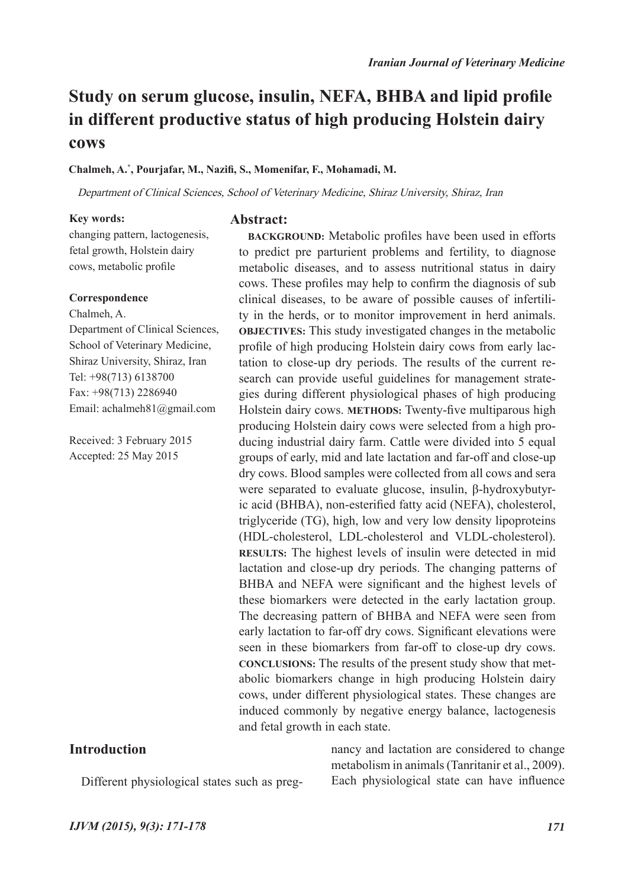# Study on serum glucose, insulin, NEFA, BHBA and lipid profile in different productive status of high producing Holstein dairy cows

**Chalmeh, A.***, **Pourjafar, M., Nazifi, S., Momenifar, F., Mohamadi, M.**

*Department of Clinical Sciences, School of Veterinary Medicine, Shiraz University, Shiraz, Iran*

**Key words:**
changing pattern, lactogenesis, fetal growth, Holstein dairy cows, metabolic profile

**Correspondence**
Chalmeh, A.
Department of Clinical Sciences, School of Veterinary Medicine, Shiraz University, Shiraz, Iran
Tel: +98(713) 6138700
Fax: +98(713) 2286940
Email: achalmeh81@gmail.com

Received: 3 February 2015
Accepted: 25 May 2015

## Abstract:

**BACKGROUND:** Metabolic profiles have been used in efforts to predict pre parturient problems and fertility, to diagnose metabolic diseases, and to assess nutritional status in dairy cows. These profiles may help to confirm the diagnosis of sub clinical diseases, to be aware of possible causes of infertility in the herds, or to monitor improvement in herd animals. **OBJECTIVES:** This study investigated changes in the metabolic profile of high producing Holstein dairy cows from early lactation to close-up dry periods. The results of the current research can provide useful guidelines for management strategies during different physiological phases of high producing Holstein dairy cows. **METHODS:** Twenty-five multiparous high producing Holstein dairy cows were selected from a high producing industrial dairy farm. Cattle were divided into 5 equal groups of early, mid and late lactation and far-off and close-up dry cows. Blood samples were collected from all cows and sera were separated to evaluate glucose, insulin, β-hydroxybutyric acid (BHBA), non-esterified fatty acid (NEFA), cholesterol, triglyceride (TG), high, low and very low density lipoproteins (HDL-cholesterol, LDL-cholesterol and VLDL-cholesterol). **RESULTS:** The highest levels of insulin were detected in mid lactation and close-up dry periods. The changing patterns of BHBA and NEFA were significant and the highest levels of these biomarkers were detected in the early lactation group. The decreasing pattern of BHBA and NEFA were seen from early lactation to far-off dry cows. Significant elevations were seen in these biomarkers from far-off to close-up dry cows. **CONCLUSIONS:** The results of the present study show that metabolic biomarkers change in high producing Holstein dairy cows, under different physiological states. These changes are induced commonly by negative energy balance, lactogenesis and fetal growth in each state.

## Introduction

Different physiological states such as pregnancy and lactation are considered to change metabolism in animals (Tanritanir et al., 2009). Each physiological state can have influence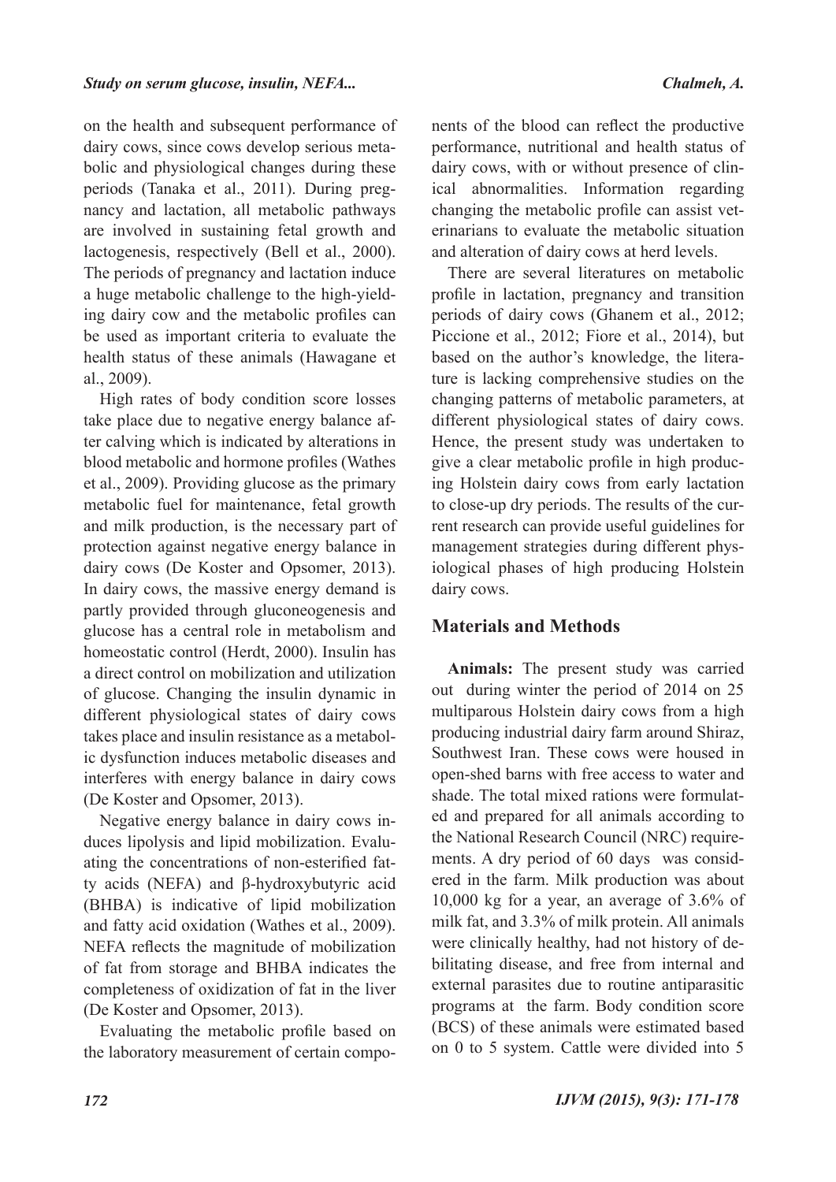on the health and subsequent performance of dairy cows, since cows develop serious metabolic and physiological changes during these periods (Tanaka et al., 2011). During pregnancy and lactation, all metabolic pathways are involved in sustaining fetal growth and lactogenesis, respectively (Bell et al., 2000). The periods of pregnancy and lactation induce a huge metabolic challenge to the high-yielding dairy cow and the metabolic profiles can be used as important criteria to evaluate the health status of these animals (Hawagane et al., 2009).

High rates of body condition score losses take place due to negative energy balance after calving which is indicated by alterations in blood metabolic and hormone profiles (Wathes et al., 2009). Providing glucose as the primary metabolic fuel for maintenance, fetal growth and milk production, is the necessary part of protection against negative energy balance in dairy cows (De Koster and Opsomer, 2013). In dairy cows, the massive energy demand is partly provided through gluconeogenesis and glucose has a central role in metabolism and homeostatic control (Herdt, 2000). Insulin has a direct control on mobilization and utilization of glucose. Changing the insulin dynamic in different physiological states of dairy cows takes place and insulin resistance as a metabolic dysfunction induces metabolic diseases and interferes with energy balance in dairy cows (De Koster and Opsomer, 2013).

Negative energy balance in dairy cows induces lipolysis and lipid mobilization. Evaluating the concentrations of non-esterified fatty acids (NEFA) and β-hydroxybutyric acid (BHBA) is indicative of lipid mobilization and fatty acid oxidation (Wathes et al., 2009). NEFA reflects the magnitude of mobilization of fat from storage and BHBA indicates the completeness of oxidization of fat in the liver (De Koster and Opsomer, 2013).

Evaluating the metabolic profile based on the laboratory measurement of certain components of the blood can reflect the productive performance, nutritional and health status of dairy cows, with or without presence of clinical abnormalities. Information regarding changing the metabolic profile can assist veterinarians to evaluate the metabolic situation and alteration of dairy cows at herd levels.

There are several literatures on metabolic profile in lactation, pregnancy and transition periods of dairy cows (Ghanem et al., 2012; Piccione et al., 2012; Fiore et al., 2014), but based on the author's knowledge, the literature is lacking comprehensive studies on the changing patterns of metabolic parameters, at different physiological states of dairy cows. Hence, the present study was undertaken to give a clear metabolic profile in high producing Holstein dairy cows from early lactation to close-up dry periods. The results of the current research can provide useful guidelines for management strategies during different physiological phases of high producing Holstein dairy cows.

## Materials and Methods

**Animals:** The present study was carried out during winter the period of 2014 on 25 multiparous Holstein dairy cows from a high producing industrial dairy farm around Shiraz, Southwest Iran. These cows were housed in open-shed barns with free access to water and shade. The total mixed rations were formulated and prepared for all animals according to the National Research Council (NRC) requirements. A dry period of 60 days was considered in the farm. Milk production was about 10,000 kg for a year, an average of 3.6% of milk fat, and 3.3% of milk protein. All animals were clinically healthy, had not history of debilitating disease, and free from internal and external parasites due to routine antiparasitic programs at the farm. Body condition score (BCS) of these animals were estimated based on 0 to 5 system. Cattle were divided into 5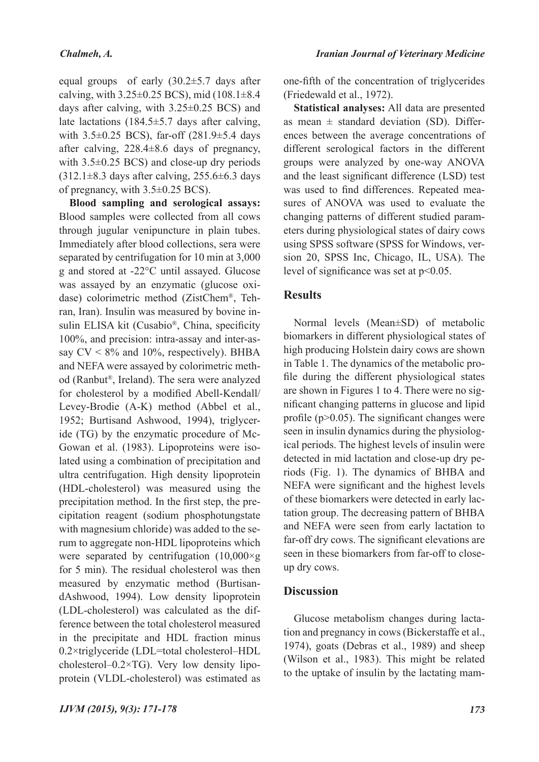equal groups of early (30.2±5.7 days after calving, with 3.25±0.25 BCS), mid (108.1±8.4 days after calving, with 3.25±0.25 BCS) and late lactations (184.5±5.7 days after calving, with 3.5±0.25 BCS), far-off (281.9±5.4 days after calving, 228.4±8.6 days of pregnancy, with 3.5±0.25 BCS) and close-up dry periods (312.1±8.3 days after calving, 255.6±6.3 days of pregnancy, with 3.5±0.25 BCS).

**Blood sampling and serological assays:** Blood samples were collected from all cows through jugular venipuncture in plain tubes. Immediately after blood collections, sera were separated by centrifugation for 10 min at 3,000 g and stored at -22°C until assayed. Glucose was assayed by an enzymatic (glucose oxidase) colorimetric method (ZistChem®, Tehran, Iran). Insulin was measured by bovine insulin ELISA kit (Cusabio®, China, specificity 100%, and precision: intra-assay and inter-assay CV < 8% and 10%, respectively). BHBA and NEFA were assayed by colorimetric method (Ranbut®, Ireland). The sera were analyzed for cholesterol by a modified Abell-Kendall/Levey-Brodie (A-K) method (Abbel et al., 1952; Burtisand Ashwood, 1994), triglyceride (TG) by the enzymatic procedure of McGowan et al. (1983). Lipoproteins were isolated using a combination of precipitation and ultra centrifugation. High density lipoprotein (HDL-cholesterol) was measured using the precipitation method. In the first step, the precipitation reagent (sodium phosphotungstate with magnesium chloride) was added to the serum to aggregate non-HDL lipoproteins which were separated by centrifugation (10,000×g for 5 min). The residual cholesterol was then measured by enzymatic method (BurtisandAshwood, 1994). Low density lipoprotein (LDL-cholesterol) was calculated as the difference between the total cholesterol measured in the precipitate and HDL fraction minus 0.2×triglyceride (LDL=total cholesterol–HDL cholesterol–0.2×TG). Very low density lipoprotein (VLDL-cholesterol) was estimated as one-fifth of the concentration of triglycerides (Friedewald et al., 1972).

**Statistical analyses:** All data are presented as mean ± standard deviation (SD). Differences between the average concentrations of different serological factors in the different groups were analyzed by one-way ANOVA and the least significant difference (LSD) test was used to find differences. Repeated measures of ANOVA was used to evaluate the changing patterns of different studied parameters during physiological states of dairy cows using SPSS software (SPSS for Windows, version 20, SPSS Inc, Chicago, IL, USA). The level of significance was set at $p<0.05$.

## Results

Normal levels (Mean±SD) of metabolic biomarkers in different physiological states of high producing Holstein dairy cows are shown in Table 1. The dynamics of the metabolic profile during the different physiological states are shown in Figures 1 to 4. There were no significant changing patterns in glucose and lipid profile ($p>0.05$). The significant changes were seen in insulin dynamics during the physiological periods. The highest levels of insulin were detected in mid lactation and close-up dry periods (Fig. 1). The dynamics of BHBA and NEFA were significant and the highest levels of these biomarkers were detected in early lactation group. The decreasing pattern of BHBA and NEFA were seen from early lactation to far-off dry cows. The significant elevations are seen in these biomarkers from far-off to close-up dry cows.

## Discussion

Glucose metabolism changes during lactation and pregnancy in cows (Bickerstaffe et al., 1974), goats (Debras et al., 1989) and sheep (Wilson et al., 1983). This might be related to the uptake of insulin by the lactating mam-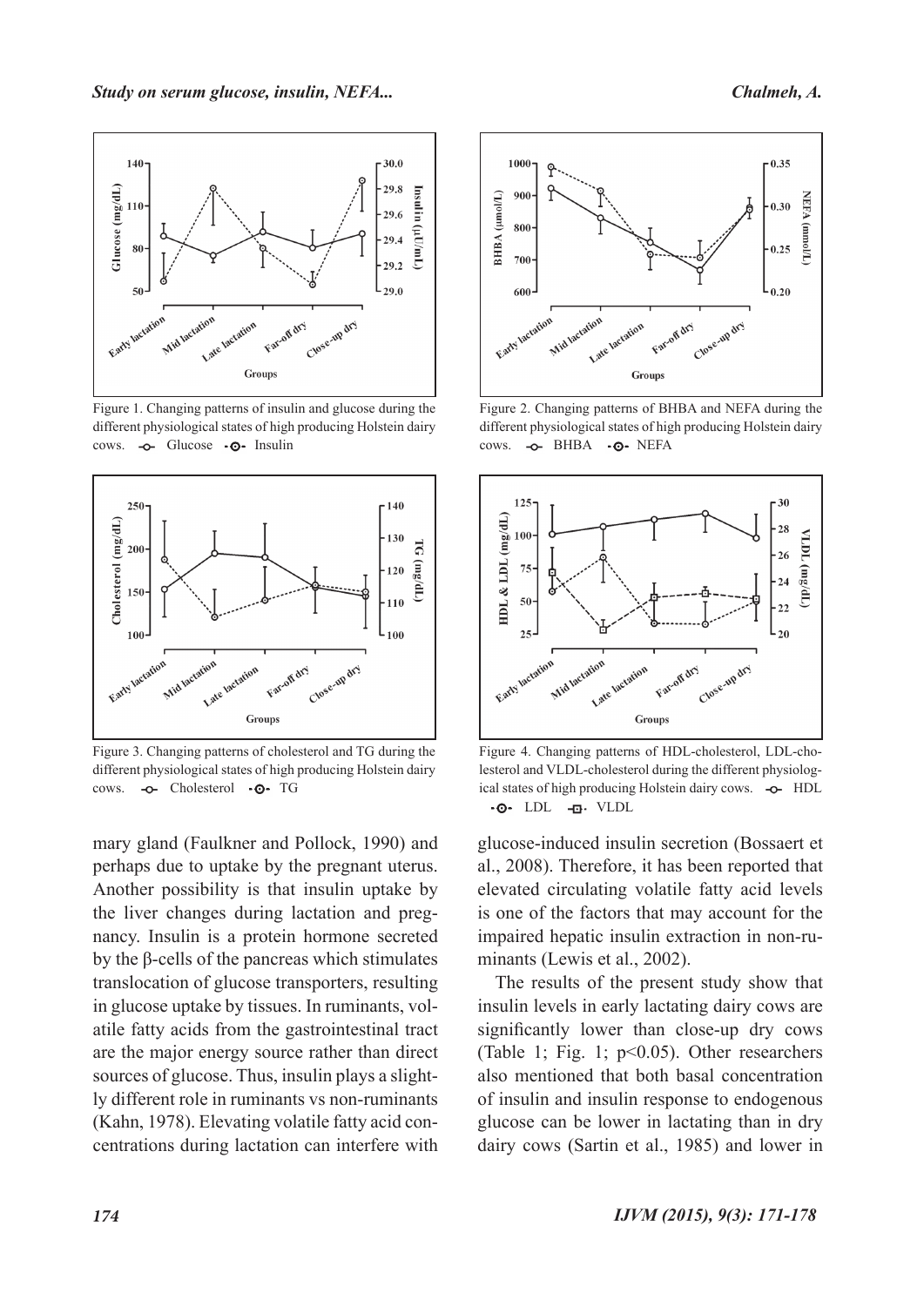Figure 1. Changing patterns of insulin and glucose during the different physiological states of high producing Holstein dairy cows. -o- Glucose -⊙- Insulin

Figure 2. Changing patterns of BHBA and NEFA during the different physiological states of high producing Holstein dairy cows. -o- BHBA -⊙- NEFA

Figure 3. Changing patterns of cholesterol and TG during the different physiological states of high producing Holstein dairy cows. -o- Cholesterol -⊙- TG

Figure 4. Changing patterns of HDL-cholesterol, LDL-cholesterol and VLDL-cholesterol during the different physiological states of high producing Holstein dairy cows. -o- HDL -⊙- LDL -⊡- VLDL

mary gland (Faulkner and Pollock, 1990) and perhaps due to uptake by the pregnant uterus. Another possibility is that insulin uptake by the liver changes during lactation and pregnancy. Insulin is a protein hormone secreted by the β-cells of the pancreas which stimulates translocation of glucose transporters, resulting in glucose uptake by tissues. In ruminants, volatile fatty acids from the gastrointestinal tract are the major energy source rather than direct sources of glucose. Thus, insulin plays a slightly different role in ruminants vs non-ruminants (Kahn, 1978). Elevating volatile fatty acid concentrations during lactation can interfere with glucose-induced insulin secretion (Bossaert et al., 2008). Therefore, it has been reported that elevated circulating volatile fatty acid levels is one of the factors that may account for the impaired hepatic insulin extraction in non-ruminants (Lewis et al., 2002).

The results of the present study show that insulin levels in early lactating dairy cows are significantly lower than close-up dry cows (Table 1; Fig. 1; $p<0.05$). Other researchers also mentioned that both basal concentration of insulin and insulin response to endogenous glucose can be lower in lactating than in dry dairy cows (Sartin et al., 1985) and lower in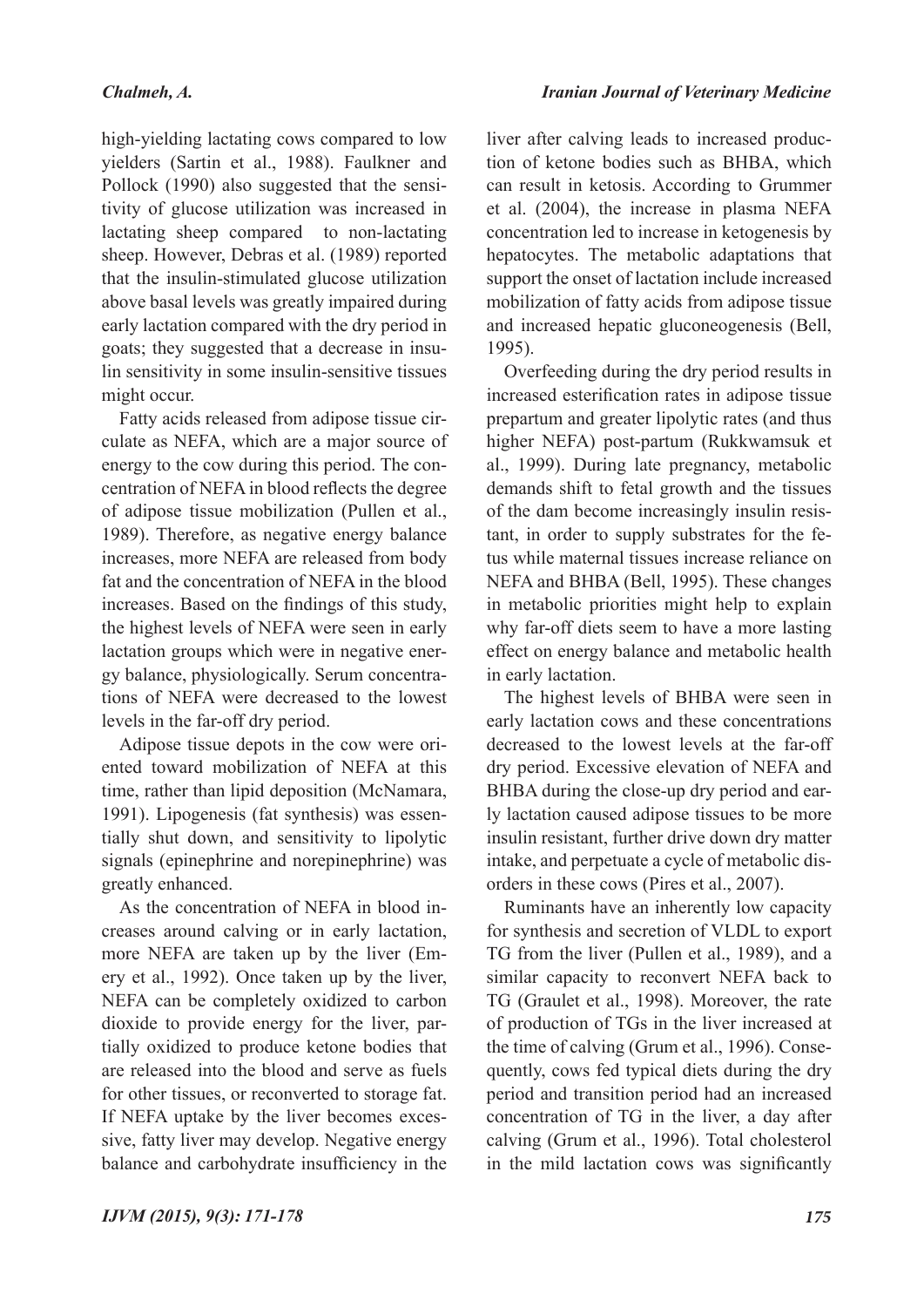high-yielding lactating cows compared to low yielders (Sartin et al., 1988). Faulkner and Pollock (1990) also suggested that the sensitivity of glucose utilization was increased in lactating sheep compared to non-lactating sheep. However, Debras et al. (1989) reported that the insulin-stimulated glucose utilization above basal levels was greatly impaired during early lactation compared with the dry period in goats; they suggested that a decrease in insulin sensitivity in some insulin-sensitive tissues might occur.

Fatty acids released from adipose tissue circulate as NEFA, which are a major source of energy to the cow during this period. The concentration of NEFA in blood reflects the degree of adipose tissue mobilization (Pullen et al., 1989). Therefore, as negative energy balance increases, more NEFA are released from body fat and the concentration of NEFA in the blood increases. Based on the findings of this study, the highest levels of NEFA were seen in early lactation groups which were in negative energy balance, physiologically. Serum concentrations of NEFA were decreased to the lowest levels in the far-off dry period.

Adipose tissue depots in the cow were oriented toward mobilization of NEFA at this time, rather than lipid deposition (McNamara, 1991). Lipogenesis (fat synthesis) was essentially shut down, and sensitivity to lipolytic signals (epinephrine and norepinephrine) was greatly enhanced.

As the concentration of NEFA in blood increases around calving or in early lactation, more NEFA are taken up by the liver (Emery et al., 1992). Once taken up by the liver, NEFA can be completely oxidized to carbon dioxide to provide energy for the liver, partially oxidized to produce ketone bodies that are released into the blood and serve as fuels for other tissues, or reconverted to storage fat. If NEFA uptake by the liver becomes excessive, fatty liver may develop. Negative energy balance and carbohydrate insufficiency in the liver after calving leads to increased production of ketone bodies such as BHBA, which can result in ketosis. According to Grummer et al. (2004), the increase in plasma NEFA concentration led to increase in ketogenesis by hepatocytes. The metabolic adaptations that support the onset of lactation include increased mobilization of fatty acids from adipose tissue and increased hepatic gluconeogenesis (Bell, 1995).

Overfeeding during the dry period results in increased esterification rates in adipose tissue prepartum and greater lipolytic rates (and thus higher NEFA) post-partum (Rukkwamsuk et al., 1999). During late pregnancy, metabolic demands shift to fetal growth and the tissues of the dam become increasingly insulin resistant, in order to supply substrates for the fetus while maternal tissues increase reliance on NEFA and BHBA (Bell, 1995). These changes in metabolic priorities might help to explain why far-off diets seem to have a more lasting effect on energy balance and metabolic health in early lactation.

The highest levels of BHBA were seen in early lactation cows and these concentrations decreased to the lowest levels at the far-off dry period. Excessive elevation of NEFA and BHBA during the close-up dry period and early lactation caused adipose tissues to be more insulin resistant, further drive down dry matter intake, and perpetuate a cycle of metabolic disorders in these cows (Pires et al., 2007).

Ruminants have an inherently low capacity for synthesis and secretion of VLDL to export TG from the liver (Pullen et al., 1989), and a similar capacity to reconvert NEFA back to TG (Graulet et al., 1998). Moreover, the rate of production of TGs in the liver increased at the time of calving (Grum et al., 1996). Consequently, cows fed typical diets during the dry period and transition period had an increased concentration of TG in the liver, a day after calving (Grum et al., 1996). Total cholesterol in the mild lactation cows was significantly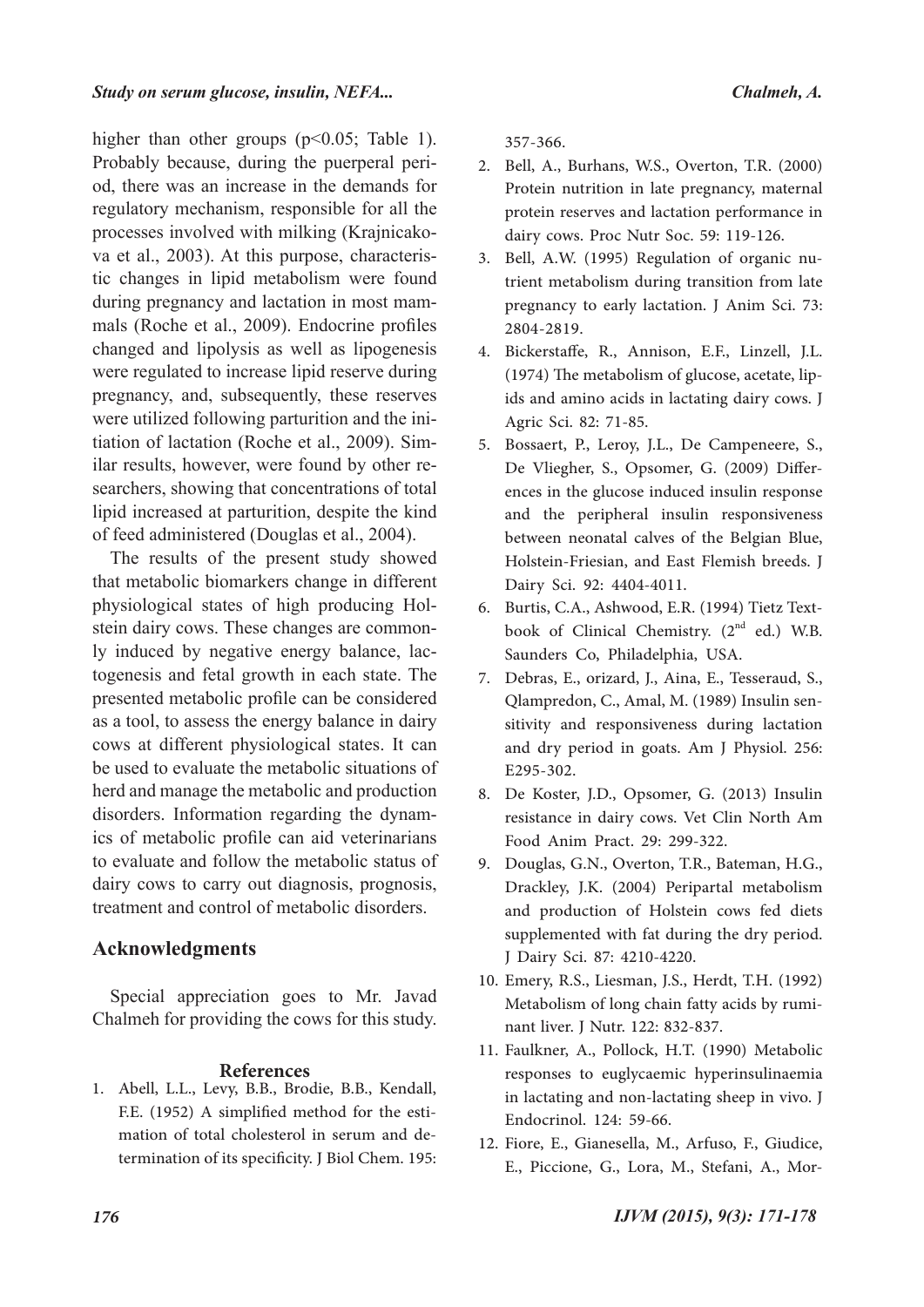higher than other groups ($p<0.05$; Table 1). Probably because, during the puerperal period, there was an increase in the demands for regulatory mechanism, responsible for all the processes involved with milking (Krajnicakova et al., 2003). At this purpose, characteristic changes in lipid metabolism were found during pregnancy and lactation in most mammals (Roche et al., 2009). Endocrine profiles changed and lipolysis as well as lipogenesis were regulated to increase lipid reserve during pregnancy, and, subsequently, these reserves were utilized following parturition and the initiation of lactation (Roche et al., 2009). Similar results, however, were found by other researchers, showing that concentrations of total lipid increased at parturition, despite the kind of feed administered (Douglas et al., 2004).

The results of the present study showed that metabolic biomarkers change in different physiological states of high producing Holstein dairy cows. These changes are commonly induced by negative energy balance, lactogenesis and fetal growth in each state. The presented metabolic profile can be considered as a tool, to assess the energy balance in dairy cows at different physiological states. It can be used to evaluate the metabolic situations of herd and manage the metabolic and production disorders. Information regarding the dynamics of metabolic profile can aid veterinarians to evaluate and follow the metabolic status of dairy cows to carry out diagnosis, prognosis, treatment and control of metabolic disorders.

## Acknowledgments

Special appreciation goes to Mr. Javad Chalmeh for providing the cows for this study.

## References

1. Abell, L.L., Levy, B.B., Brodie, B.B., Kendall, F.E. (1952) A simplified method for the estimation of total cholesterol in serum and determination of its specificity. J Biol Chem. 195: 357-366.
2. Bell, A., Burhans, W.S., Overton, T.R. (2000) Protein nutrition in late pregnancy, maternal protein reserves and lactation performance in dairy cows. Proc Nutr Soc. 59: 119-126.
3. Bell, A.W. (1995) Regulation of organic nutrient metabolism during transition from late pregnancy to early lactation. J Anim Sci. 73: 2804-2819.
4. Bickerstaffe, R., Annison, E.F., Linzell, J.L. (1974) The metabolism of glucose, acetate, lipids and amino acids in lactating dairy cows. J Agric Sci. 82: 71-85.
5. Bossaert, P., Leroy, J.L., De Campeneere, S., De Vliegher, S., Opsomer, G. (2009) Differences in the glucose induced insulin response and the peripheral insulin responsiveness between neonatal calves of the Belgian Blue, Holstein-Friesian, and East Flemish breeds. J Dairy Sci. 92: 4404-4011.
6. Burtis, C.A., Ashwood, E.R. (1994) Tietz Textbook of Clinical Chemistry. ($2^{nd}$ ed.) W.B. Saunders Co, Philadelphia, USA.
7. Debras, E., orizard, J., Aina, E., Tesseraud, S., Qlampredon, C., Amal, M. (1989) Insulin sensitivity and responsiveness during lactation and dry period in goats. Am J Physiol. 256: E295-302.
8. De Koster, J.D., Opsomer, G. (2013) Insulin resistance in dairy cows. Vet Clin North Am Food Anim Pract. 29: 299-322.
9. Douglas, G.N., Overton, T.R., Bateman, H.G., Drackley, J.K. (2004) Peripartal metabolism and production of Holstein cows fed diets supplemented with fat during the dry period. J Dairy Sci. 87: 4210-4220.
10. Emery, R.S., Liesman, J.S., Herdt, T.H. (1992) Metabolism of long chain fatty acids by ruminant liver. J Nutr. 122: 832-837.
11. Faulkner, A., Pollock, H.T. (1990) Metabolic responses to euglycaemic hyperinsulinaemia in lactating and non-lactating sheep in vivo. J Endocrinol. 124: 59-66.
12. Fiore, E., Gianesella, M., Arfuso, F., Giudice, E., Piccione, G., Lora, M., Stefani, A., Mor-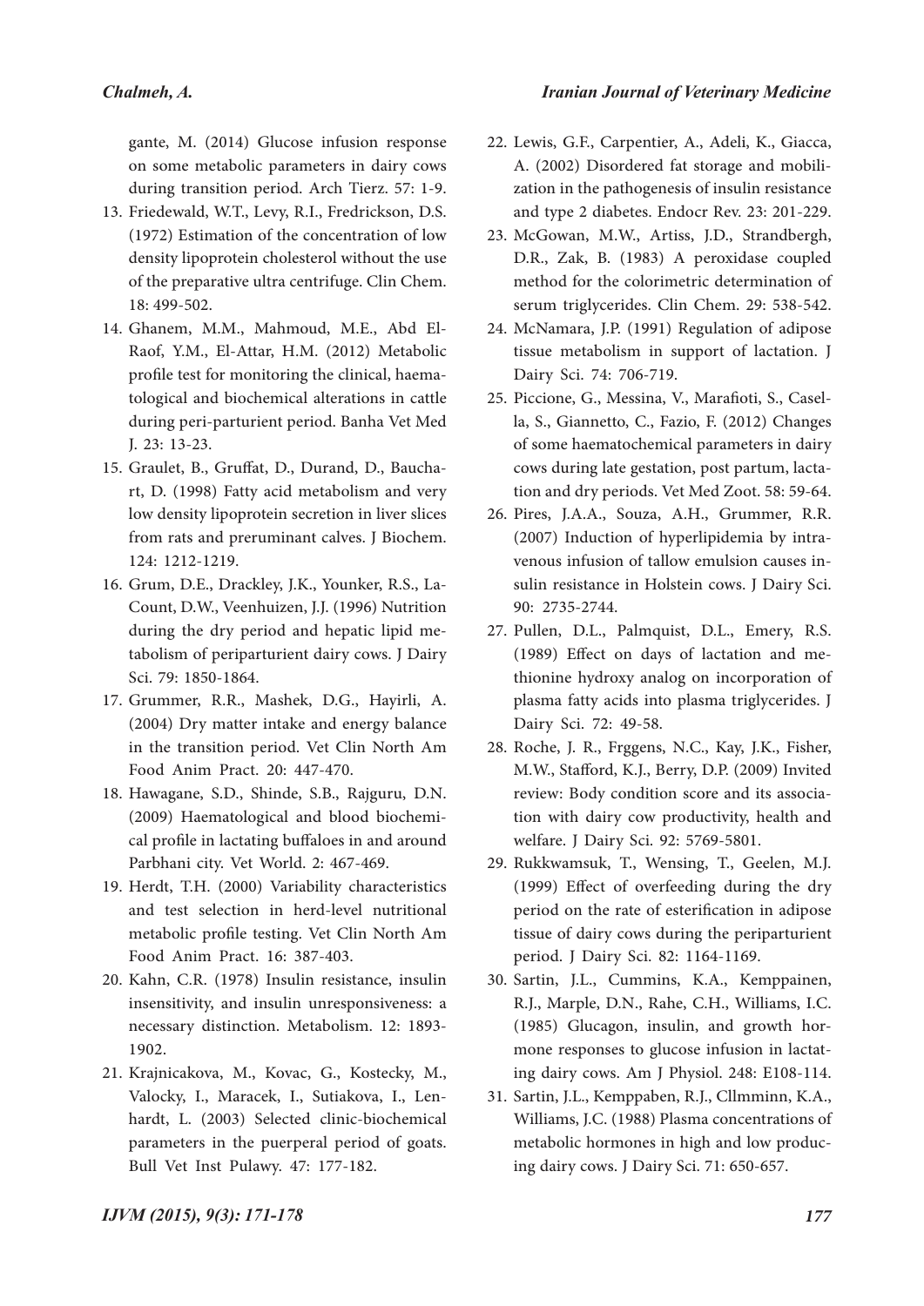gante, M. (2014) Glucose infusion response on some metabolic parameters in dairy cows during transition period. Arch Tierz. 57: 1-9.

13. Friedewald, W.T., Levy, R.I., Fredrickson, D.S. (1972) Estimation of the concentration of low density lipoprotein cholesterol without the use of the preparative ultra centrifuge. Clin Chem. 18: 499-502.
14. Ghanem, M.M., Mahmoud, M.E., Abd El-Raof, Y.M., El-Attar, H.M. (2012) Metabolic profile test for monitoring the clinical, haematological and biochemical alterations in cattle during peri-parturient period. Banha Vet Med J. 23: 13-23.
15. Graulet, B., Gruffat, D., Durand, D., Bauchart, D. (1998) Fatty acid metabolism and very low density lipoprotein secretion in liver slices from rats and preruminant calves. J Biochem. 124: 1212-1219.
16. Grum, D.E., Drackley, J.K., Younker, R.S., LaCount, D.W., Veenhuizen, J.J. (1996) Nutrition during the dry period and hepatic lipid metabolism of periparturient dairy cows. J Dairy Sci. 79: 1850-1864.
17. Grummer, R.R., Mashek, D.G., Hayirli, A. (2004) Dry matter intake and energy balance in the transition period. Vet Clin North Am Food Anim Pract. 20: 447-470.
18. Hawagane, S.D., Shinde, S.B., Rajguru, D.N. (2009) Haematological and blood biochemical profile in lactating buffaloes in and around Parbhani city. Vet World. 2: 467-469.
19. Herdt, T.H. (2000) Variability characteristics and test selection in herd-level nutritional metabolic profile testing. Vet Clin North Am Food Anim Pract. 16: 387-403.
20. Kahn, C.R. (1978) Insulin resistance, insulin insensitivity, and insulin unresponsiveness: a necessary distinction. Metabolism. 12: 1893-1902.
21. Krajnicakova, M., Kovac, G., Kostecky, M., Valocky, I., Maracek, I., Sutiakova, I., Lenhardt, L. (2003) Selected clinic-biochemical parameters in the puerperal period of goats. Bull Vet Inst Pulawy. 47: 177-182.
22. Lewis, G.F., Carpentier, A., Adeli, K., Giacca, A. (2002) Disordered fat storage and mobilization in the pathogenesis of insulin resistance and type 2 diabetes. Endocr Rev. 23: 201-229.
23. McGowan, M.W., Artiss, J.D., Strandbergh, D.R., Zak, B. (1983) A peroxidase coupled method for the colorimetric determination of serum triglycerides. Clin Chem. 29: 538-542.
24. McNamara, J.P. (1991) Regulation of adipose tissue metabolism in support of lactation. J Dairy Sci. 74: 706-719.
25. Piccione, G., Messina, V., Marafioti, S., Casella, S., Giannetto, C., Fazio, F. (2012) Changes of some haematochemical parameters in dairy cows during late gestation, post partum, lactation and dry periods. Vet Med Zoot. 58: 59-64.
26. Pires, J.A.A., Souza, A.H., Grummer, R.R. (2007) Induction of hyperlipidemia by intravenous infusion of tallow emulsion causes insulin resistance in Holstein cows. J Dairy Sci. 90: 2735-2744.
27. Pullen, D.L., Palmquist, D.L., Emery, R.S. (1989) Effect on days of lactation and methionine hydroxy analog on incorporation of plasma fatty acids into plasma triglycerides. J Dairy Sci. 72: 49-58.
28. Roche, J. R., Frggens, N.C., Kay, J.K., Fisher, M.W., Stafford, K.J., Berry, D.P. (2009) Invited review: Body condition score and its association with dairy cow productivity, health and welfare. J Dairy Sci. 92: 5769-5801.
29. Rukkwamsuk, T., Wensing, T., Geelen, M.J. (1999) Effect of overfeeding during the dry period on the rate of esterification in adipose tissue of dairy cows during the periparturient period. J Dairy Sci. 82: 1164-1169.
30. Sartin, J.L., Cummins, K.A., Kemppainen, R.J., Marple, D.N., Rahe, C.H., Williams, I.C. (1985) Glucagon, insulin, and growth hormone responses to glucose infusion in lactating dairy cows. Am J Physiol. 248: E108-114.
31. Sartin, J.L., Kemppaben, R.J., Cllmminn, K.A., Williams, J.C. (1988) Plasma concentrations of metabolic hormones in high and low producing dairy cows. J Dairy Sci. 71: 650-657.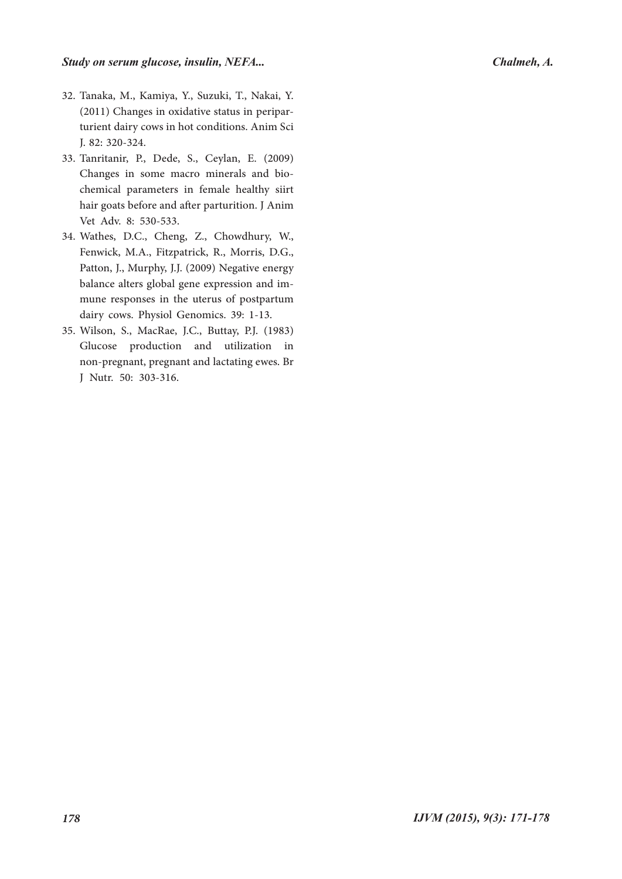32. Tanaka, M., Kamiya, Y., Suzuki, T., Nakai, Y. (2011) Changes in oxidative status in periparturient dairy cows in hot conditions. Anim Sci J. 82: 320-324.
33. Tanritanir, P., Dede, S., Ceylan, E. (2009) Changes in some macro minerals and biochemical parameters in female healthy siirt hair goats before and after parturition. J Anim Vet Adv. 8: 530-533.
34. Wathes, D.C., Cheng, Z., Chowdhury, W., Fenwick, M.A., Fitzpatrick, R., Morris, D.G., Patton, J., Murphy, J.J. (2009) Negative energy balance alters global gene expression and immune responses in the uterus of postpartum dairy cows. Physiol Genomics. 39: 1-13.
35. Wilson, S., MacRae, J.C., Buttay, P.J. (1983) Glucose production and utilization in non-pregnant, pregnant and lactating ewes. Br J Nutr. 50: 303-316.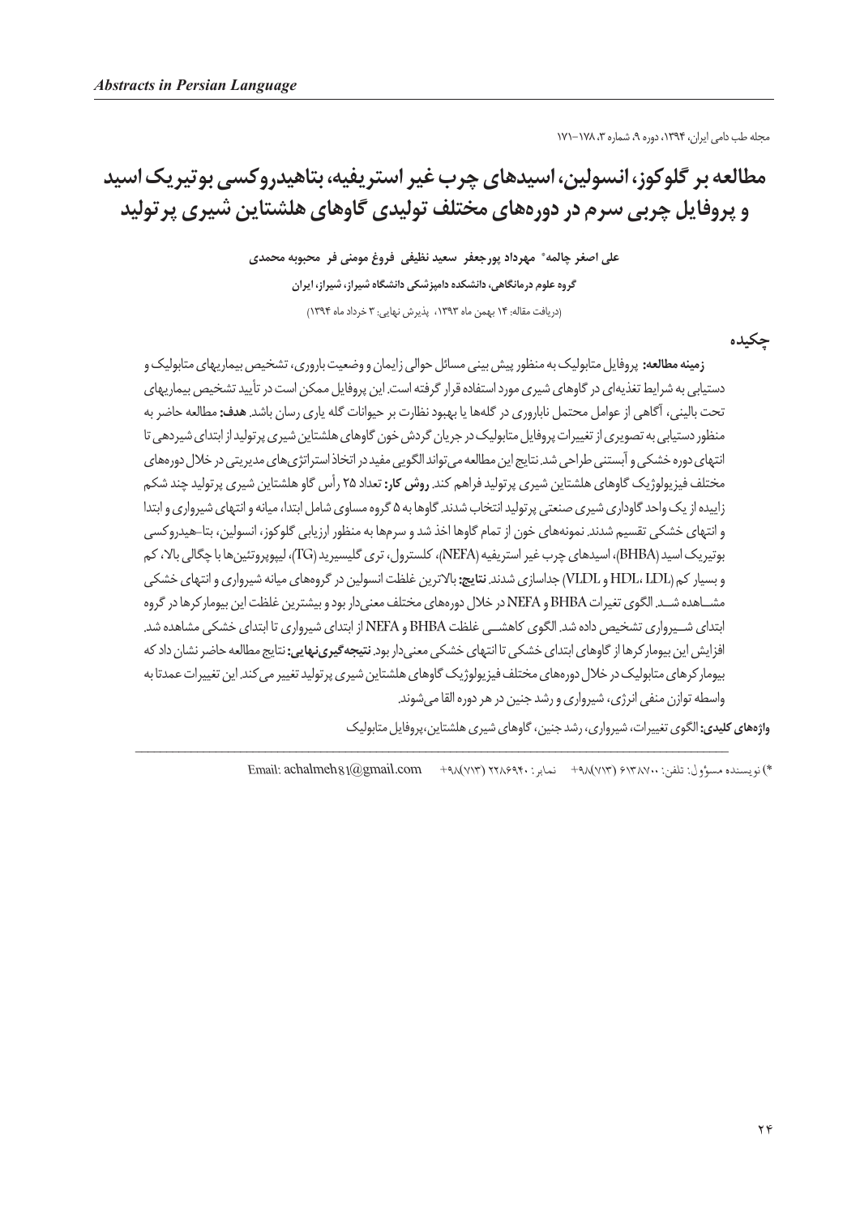# مطالعه بر گلوکوز، انسولین، اسیدهای چرب غیر استریفیه، بتاهیدروکسی بوتیریک اسید و پروفایل چربی سرم در دوره‌های مختلف تولیدی گاوهای هلشتاین شیری پرتولید

**علی اصغر چالمه* مهرداد پورجعفر سعید نظیفی فروغ مومنی فر محبوبه محمدی**

**گروه علوم درمانگاهی، دانشکده دامپزشکی دانشگاه شیراز، شیراز، ایران**

(دریافت مقاله: ۱۴ بهمن ماه ۱۳۹۳، پذیرش نهایی: ۳ خرداد ماه ۱۳۹۴)

## چکیده

**زمینه مطالعه:** پروفایل متابولیک به منظور پیش بینی مسائل حوالی زایمان و وضعیت باروری، تشخیص بیماریهای متابولیک و دستیابی به شرایط تغذیه‌ای در گاوهای شیری مورد استفاده قرار گرفته است. این پروفایل ممکن است در تأیید تشخیص بیماریهای تحت بالینی، آگاهی از عوامل محتمل ناباروری در گله‌ها یا بهبود نظارت بر حیوانات گله یاری رسان باشد. **هدف:** مطالعه حاضر به منظور دستیابی به تصویری از تغییرات پروفایل متابولیک در جریان گردش خون گاوهای هلشتاین شیری پرتولید از ابتدای شیردهی تا انتهای دوره خشکی و آبستنی طراحی شد. نتایج این مطالعه می‌تواند الگویی مفید در اتخاذ استراتژی‌های مدیریتی در خلال دوره‌های مختلف فیزیولوژیک گاوهای هلشتاین شیری پرتولید فراهم کند. **روش کار:** تعداد ۲۵ رأس گاو هلشتاین شیری پرتولید چند شکم زاییده از یک واحد گاوداری شیری صنعتی پرتولید انتخاب شدند. گاوها به ۵ گروه مساوی شامل ابتدا، میانه و انتهای شیرواری و ابتدا و انتهای خشکی تقسیم شدند. نمونه‌های خون از تمام گاوها اخذ شد و سرم‌ها به منظور ارزیابی گلوکوز، انسولین، بتا-هیدروکسی بوتیریک اسید (BHBA)، اسیدهای چرب غیر استریفیه (NEFA)، کلسترول، تری گلیسیرید (TG)، لیپوپروتئین‌ها با چگالی بالا، کم و بسیار کم (HDL ،LDL و VLDL) جداسازی شدند. **نتایج:** بالاترین غلظت انسولین در گروه‌های میانه شیرواری و انتهای خشکی مشـاهده شـد. الگوی تغیرات BHBA و NEFA در خلال دوره‌های مختلف معنی‌دار بود و بیشترین غلظت این بیومارکرها در گروه ابتدای شـیرواری تشخیص داده شد. الگوی کاهشـی غلظت BHBA و NEFA از ابتدای شیرواری تا ابتدای خشکی مشاهده شد. افزایش این بیومارکرها از گاوهای ابتدای خشکی تا انتهای خشکی معنی‌دار بود. **نتیجه‌گیری نهایی:** نتایج مطالعه حاضر نشان داد که بیومارکرهای متابولیک در خلال دوره‌های مختلف فیزیولوژیک گاوهای هلشتاین شیری پرتولید تغییر می‌کند. این تغییرات عمدتا به واسطه توازن منفی انرژی، شیرواری و رشد جنین در هر دوره القا می‌شوند.

**واژه‌های کلیدی:** الگوی تغییرات، شیرواری، رشد جنین، گاوهای شیری هلشتاین، پروفایل متابولیک

---

*) نویسنده مسؤول: تلفن: ۶۱۳۸۷۰۰ (۷۱۳) ۹۸+ نمابر: ۲۲۸۶۹۴۰ (۷۱۳) ۹۸+ Email: achalmeh81@gmail.com